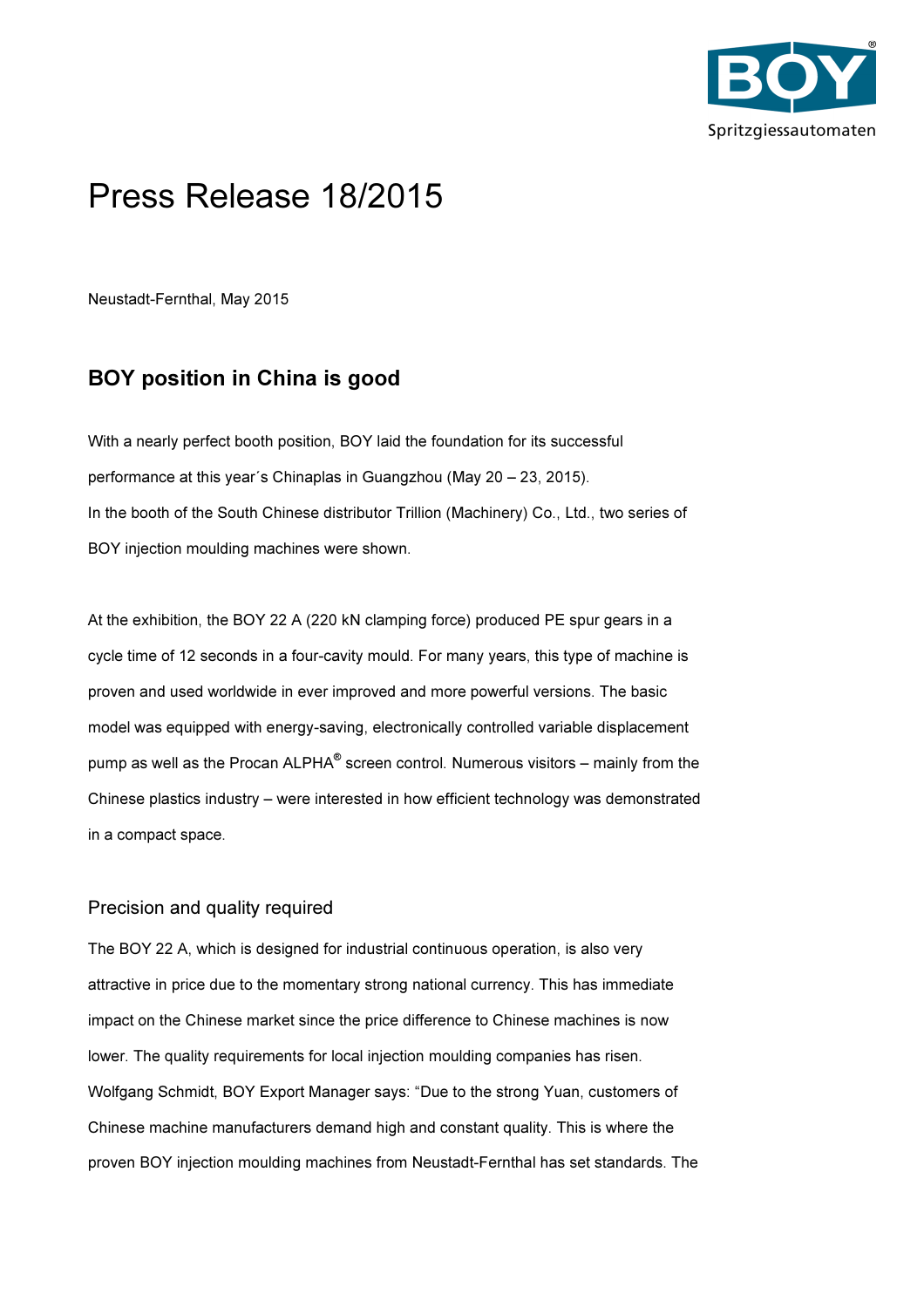# Press Release 18/2015

Neustadt-Fernthal, May 2015

## BOY position in China is good

With a nearly perfect booth position, BOY laid the foundation for its successful performance at this year´s Chinaplas in Guangzhou (May 20 – 23, 2015).
In the booth of the South Chinese distributor Trillion (Machinery) Co., Ltd., two series of BOY injection moulding machines were shown.

At the exhibition, the BOY 22 A (220 kN clamping force) produced PE spur gears in a cycle time of 12 seconds in a four-cavity mould. For many years, this type of machine is proven and used worldwide in ever improved and more powerful versions. The basic model was equipped with energy-saving, electronically controlled variable displacement pump as well as the Procan ALPHA® screen control. Numerous visitors – mainly from the Chinese plastics industry – were interested in how efficient technology was demonstrated in a compact space.

### Precision and quality required

The BOY 22 A, which is designed for industrial continuous operation, is also very attractive in price due to the momentary strong national currency. This has immediate impact on the Chinese market since the price difference to Chinese machines is now lower. The quality requirements for local injection moulding companies has risen. Wolfgang Schmidt, BOY Export Manager says: "Due to the strong Yuan, customers of Chinese machine manufacturers demand high and constant quality. This is where the proven BOY injection moulding machines from Neustadt-Fernthal has set standards. The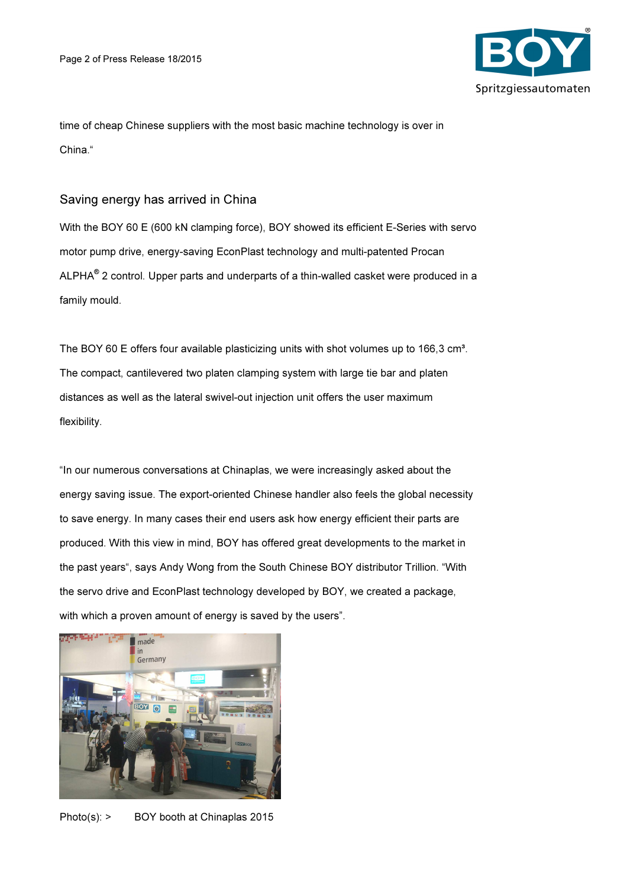time of cheap Chinese suppliers with the most basic machine technology is over in China.“

## Saving energy has arrived in China

With the BOY 60 E (600 kN clamping force), BOY showed its efficient E-Series with servo motor pump drive, energy-saving EconPlast technology and multi-patented Procan ALPHA® 2 control. Upper parts and underparts of a thin-walled casket were produced in a family mould.

The BOY 60 E offers four available plasticizing units with shot volumes up to 166,3 cm³. The compact, cantilevered two platen clamping system with large tie bar and platen distances as well as the lateral swivel-out injection unit offers the user maximum flexibility.

“In our numerous conversations at Chinaplas, we were increasingly asked about the energy saving issue. The export-oriented Chinese handler also feels the global necessity to save energy. In many cases their end users ask how energy efficient their parts are produced. With this view in mind, BOY has offered great developments to the market in the past years“, says Andy Wong from the South Chinese BOY distributor Trillion. “With the servo drive and EconPlast technology developed by BOY, we created a package, with which a proven amount of energy is saved by the users”.

Photo(s): > BOY booth at Chinaplas 2015